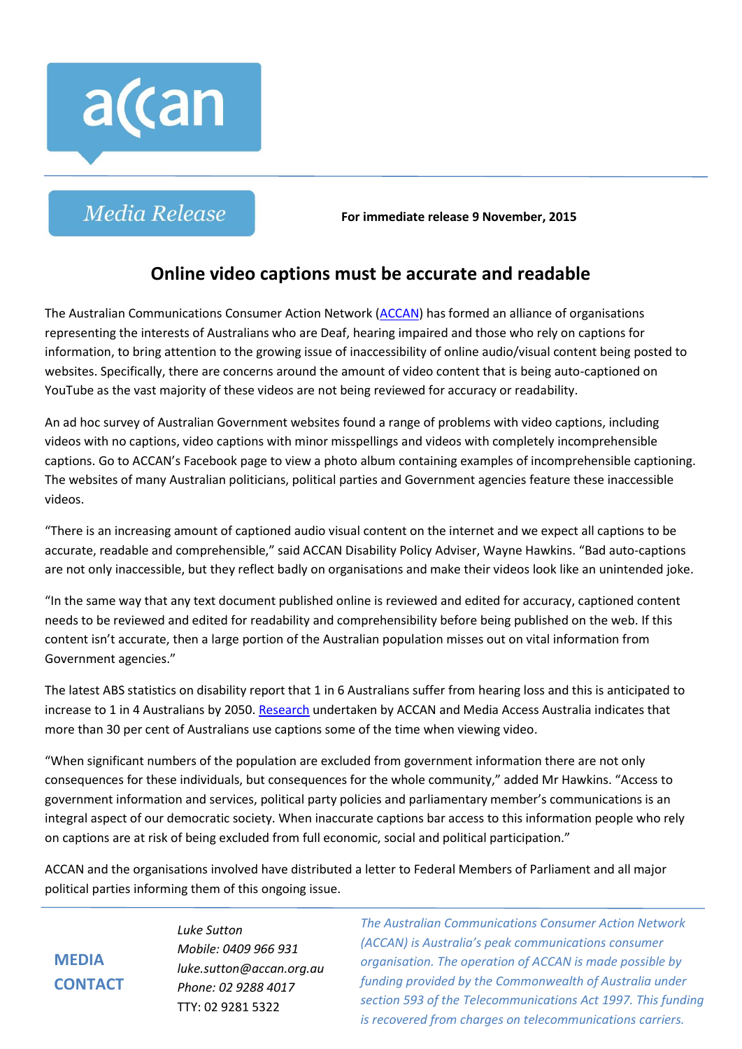accan

Media Release

**For immediate release 9 November, 2015**

# Online video captions must be accurate and readable

The Australian Communications Consumer Action Network (ACCAN) has formed an alliance of organisations representing the interests of Australians who are Deaf, hearing impaired and those who rely on captions for information, to bring attention to the growing issue of inaccessibility of online audio/visual content being posted to websites. Specifically, there are concerns around the amount of video content that is being auto-captioned on YouTube as the vast majority of these videos are not being reviewed for accuracy or readability.

An ad hoc survey of Australian Government websites found a range of problems with video captions, including videos with no captions, video captions with minor misspellings and videos with completely incomprehensible captions. Go to ACCAN's Facebook page to view a photo album containing examples of incomprehensible captioning. The websites of many Australian politicians, political parties and Government agencies feature these inaccessible videos.

"There is an increasing amount of captioned audio visual content on the internet and we expect all captions to be accurate, readable and comprehensible," said ACCAN Disability Policy Adviser, Wayne Hawkins. "Bad auto-captions are not only inaccessible, but they reflect badly on organisations and make their videos look like an unintended joke.

"In the same way that any text document published online is reviewed and edited for accuracy, captioned content needs to be reviewed and edited for readability and comprehensibility before being published on the web. If this content isn't accurate, then a large portion of the Australian population misses out on vital information from Government agencies."

The latest ABS statistics on disability report that 1 in 6 Australians suffer from hearing loss and this is anticipated to increase to 1 in 4 Australians by 2050. Research undertaken by ACCAN and Media Access Australia indicates that more than 30 per cent of Australians use captions some of the time when viewing video.

"When significant numbers of the population are excluded from government information there are not only consequences for these individuals, but consequences for the whole community," added Mr Hawkins. "Access to government information and services, political party policies and parliamentary member's communications is an integral aspect of our democratic society. When inaccurate captions bar access to this information people who rely on captions are at risk of being excluded from full economic, social and political participation."

ACCAN and the organisations involved have distributed a letter to Federal Members of Parliament and all major political parties informing them of this ongoing issue.

**MEDIA CONTACT**

*Luke Sutton*
*Mobile: 0409 966 931*
*luke.sutton@accan.org.au*
*Phone: 02 9288 4017*
TTY: 02 9281 5322

*The Australian Communications Consumer Action Network (ACCAN) is Australia's peak communications consumer organisation. The operation of ACCAN is made possible by funding provided by the Commonwealth of Australia under section 593 of the Telecommunications Act 1997. This funding is recovered from charges on telecommunications carriers.*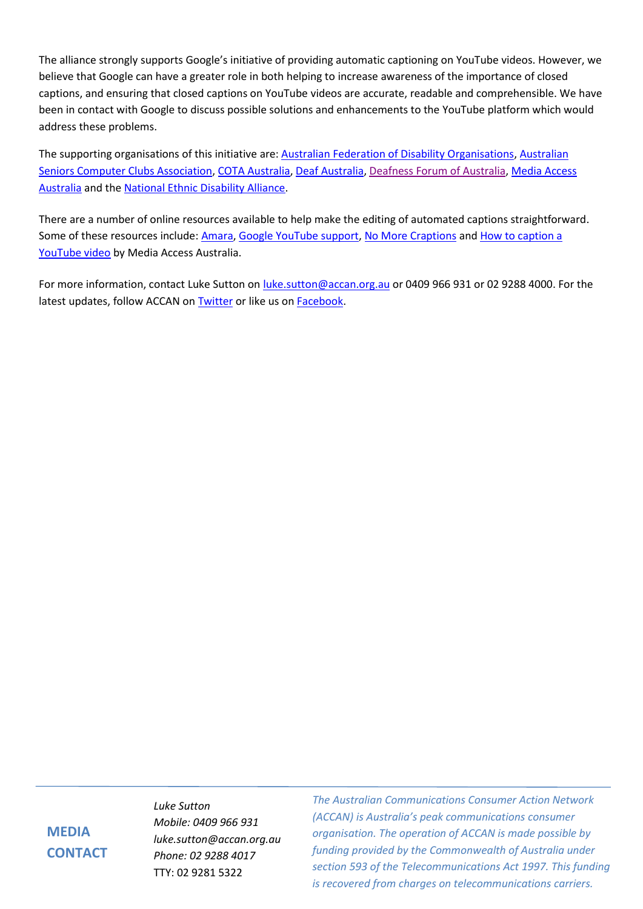The alliance strongly supports Google's initiative of providing automatic captioning on YouTube videos. However, we believe that Google can have a greater role in both helping to increase awareness of the importance of closed captions, and ensuring that closed captions on YouTube videos are accurate, readable and comprehensible. We have been in contact with Google to discuss possible solutions and enhancements to the YouTube platform which would address these problems.

The supporting organisations of this initiative are: Australian Federation of Disability Organisations, Australian Seniors Computer Clubs Association, COTA Australia, Deaf Australia, Deafness Forum of Australia, Media Access Australia and the National Ethnic Disability Alliance.

There are a number of online resources available to help make the editing of automated captions straightforward. Some of these resources include: Amara, Google YouTube support, No More Craptions and How to caption a YouTube video by Media Access Australia.

For more information, contact Luke Sutton on luke.sutton@accan.org.au or 0409 966 931 or 02 9288 4000. For the latest updates, follow ACCAN on Twitter or like us on Facebook.

---

**MEDIA CONTACT**

*Luke Sutton*
*Mobile: 0409 966 931*
*luke.sutton@accan.org.au*
*Phone: 02 9288 4017*
TTY: 02 9281 5322

*The Australian Communications Consumer Action Network (ACCAN) is Australia's peak communications consumer organisation. The operation of ACCAN is made possible by funding provided by the Commonwealth of Australia under section 593 of the Telecommunications Act 1997. This funding is recovered from charges on telecommunications carriers.*